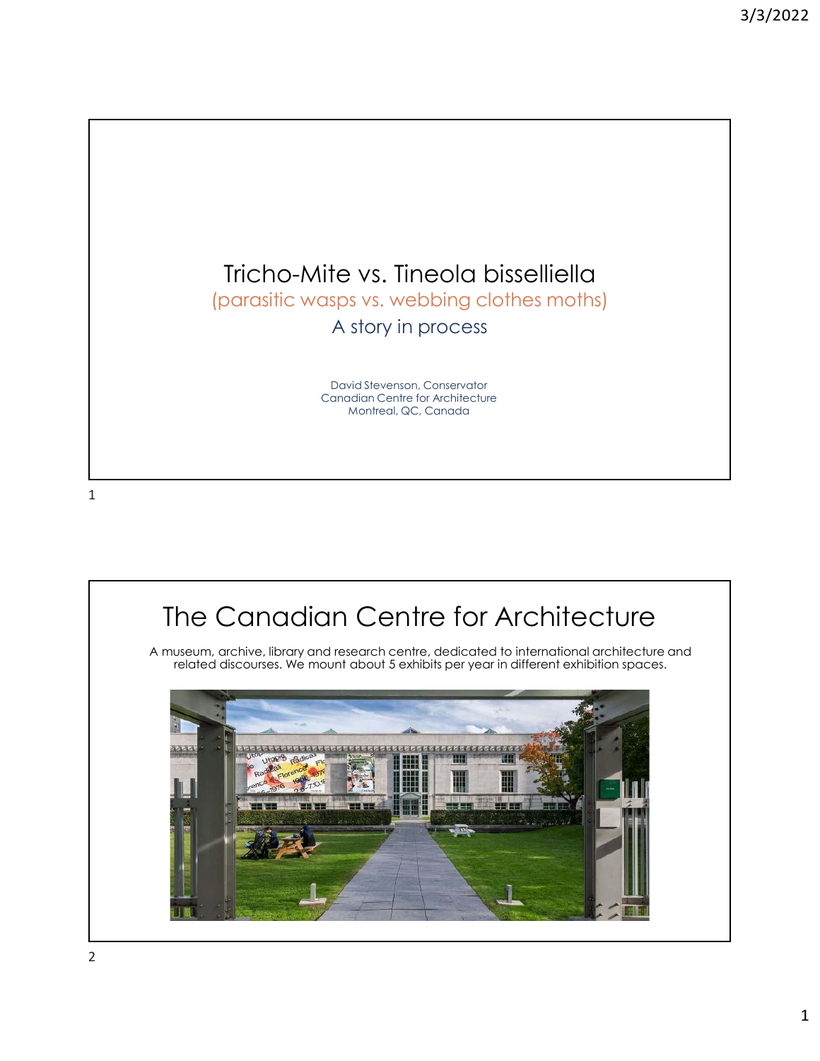# Tricho-Mite vs. Tineola bisselliella

(parasitic wasps vs. webbing clothes moths)

A story in process

David Stevenson, Conservator
Canadian Centre for Architecture
Montreal, QC, Canada

## The Canadian Centre for Architecture

A museum, archive, library and research centre, dedicated to international architecture and related discourses. We mount about 5 exhibits per year in different exhibition spaces.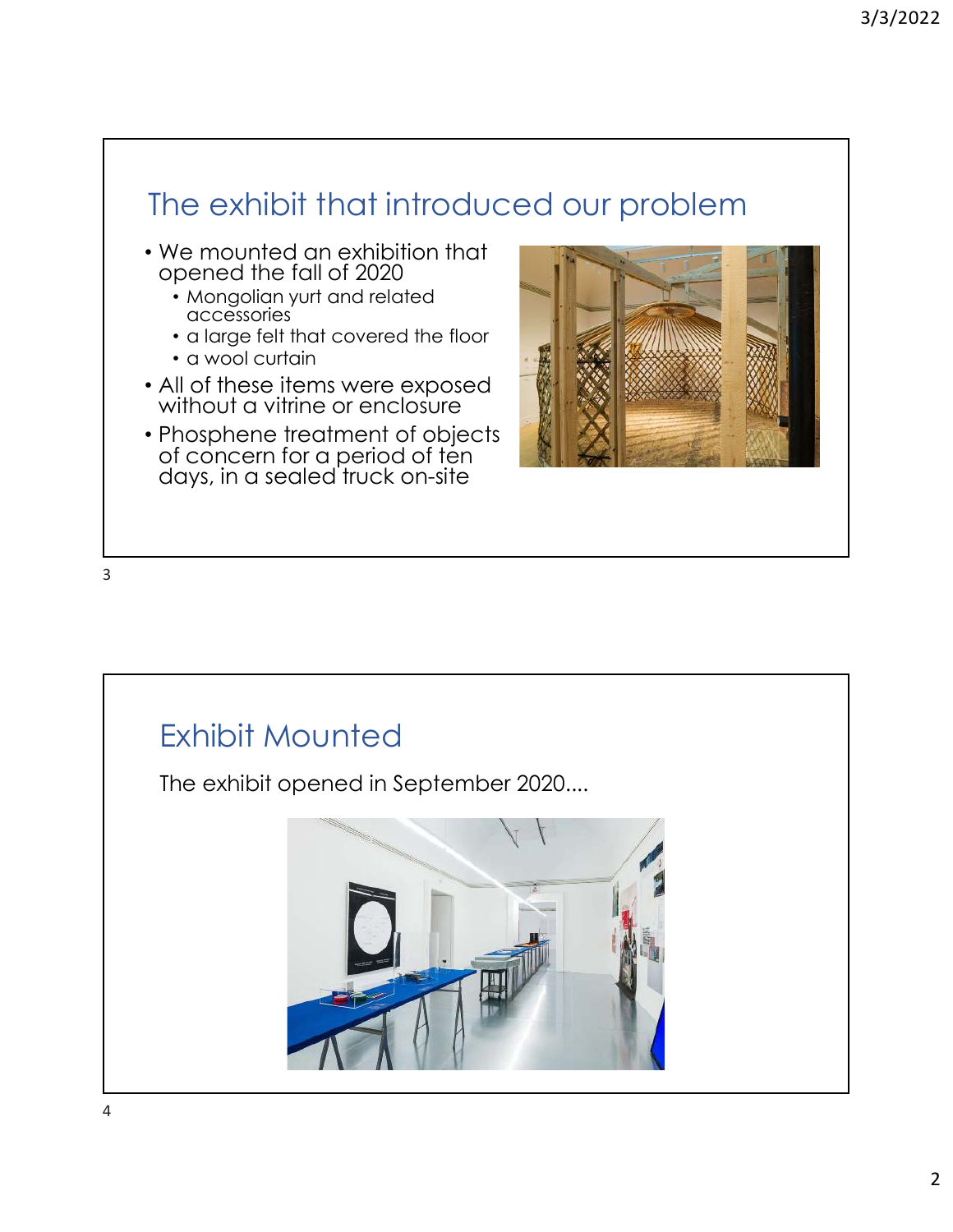## The exhibit that introduced our problem

- We mounted an exhibition that opened the fall of 2020
  - Mongolian yurt and related accessories
  - a large felt that covered the floor
  - a wool curtain
- All of these items were exposed without a vitrine or enclosure
- Phosphene treatment of objects of concern for a period of ten days, in a sealed truck on-site

## Exhibit Mounted

The exhibit opened in September 2020....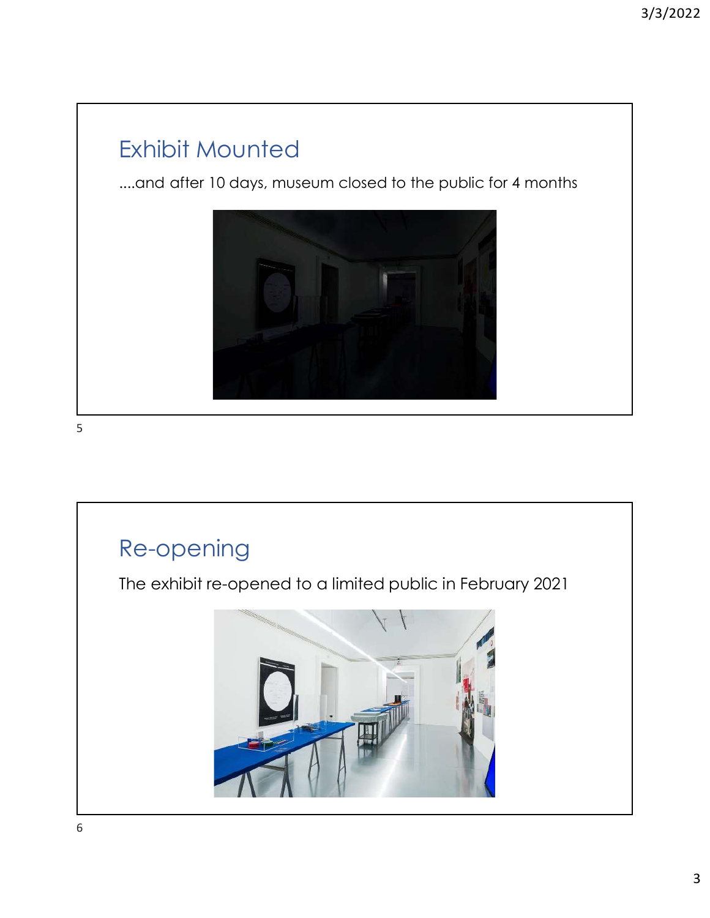## Exhibit Mounted

....and after 10 days, museum closed to the public for 4 months

## Re-opening

The exhibit re-opened to a limited public in February 2021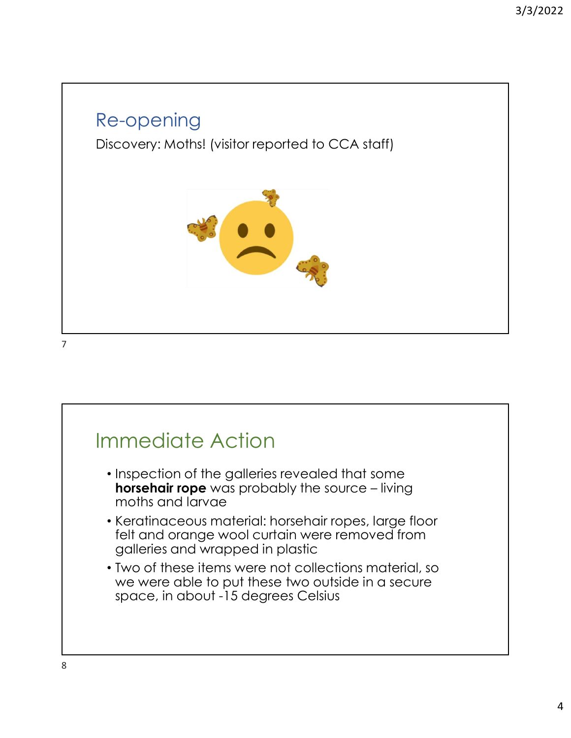## Re-opening

Discovery: Moths! (visitor reported to CCA staff)

## Immediate Action

- Inspection of the galleries revealed that some **horsehair rope** was probably the source – living moths and larvae
- Keratinaceous material: horsehair ropes, large floor felt and orange wool curtain were removed from galleries and wrapped in plastic
- Two of these items were not collections material, so we were able to put these two outside in a secure space, in about -15 degrees Celsius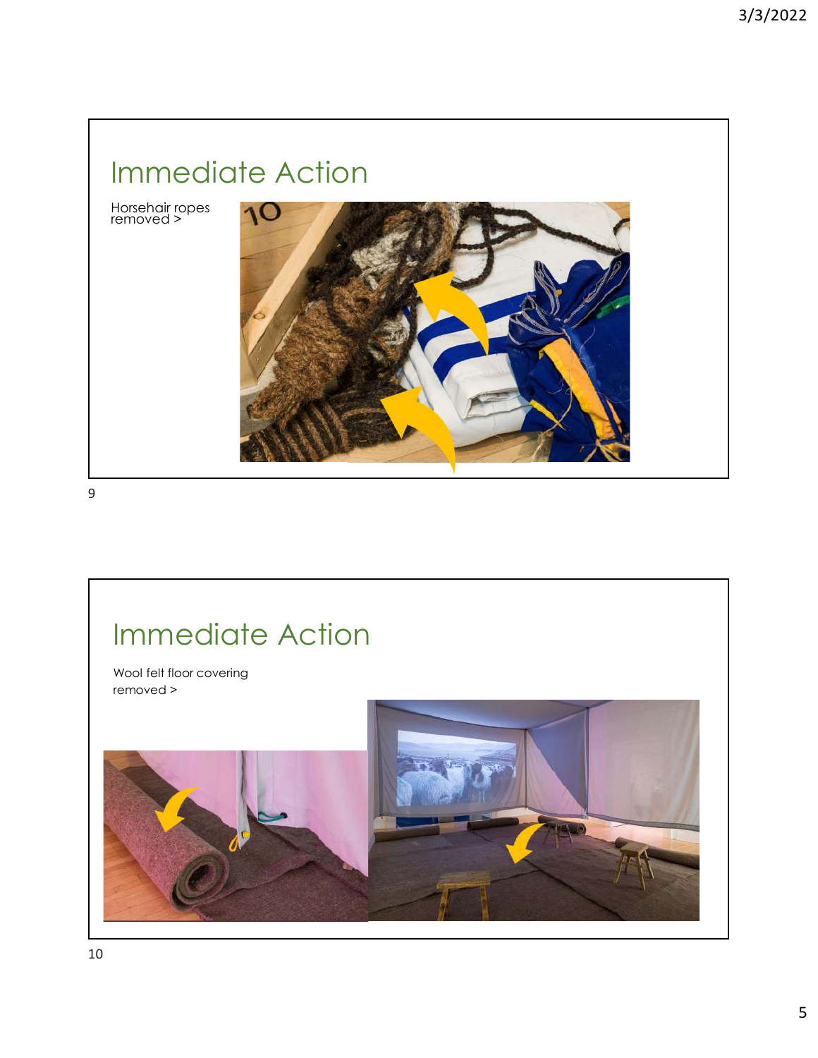## Immediate Action

Horsehair ropes removed >

## Immediate Action

Wool felt floor covering removed >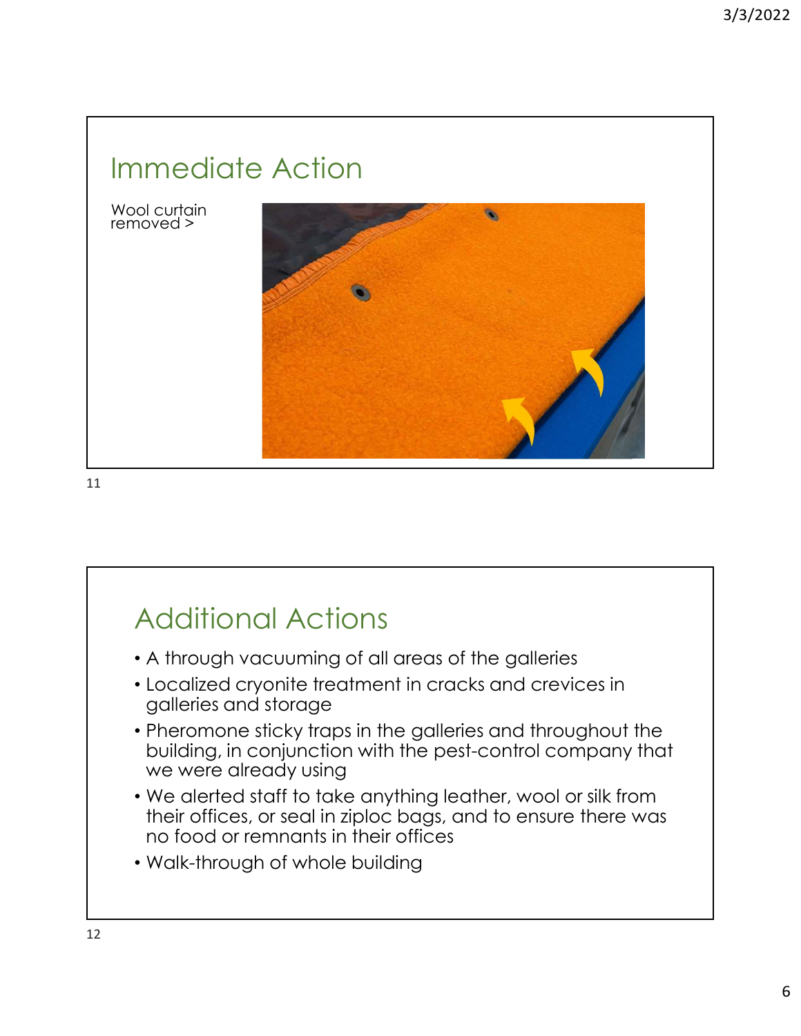## Immediate Action

Wool curtain removed >

## Additional Actions

- A through vacuuming of all areas of the galleries
- Localized cryonite treatment in cracks and crevices in galleries and storage
- Pheromone sticky traps in the galleries and throughout the building, in conjunction with the pest-control company that we were already using
- We alerted staff to take anything leather, wool or silk from their offices, or seal in ziploc bags, and to ensure there was no food or remnants in their offices
- Walk-through of whole building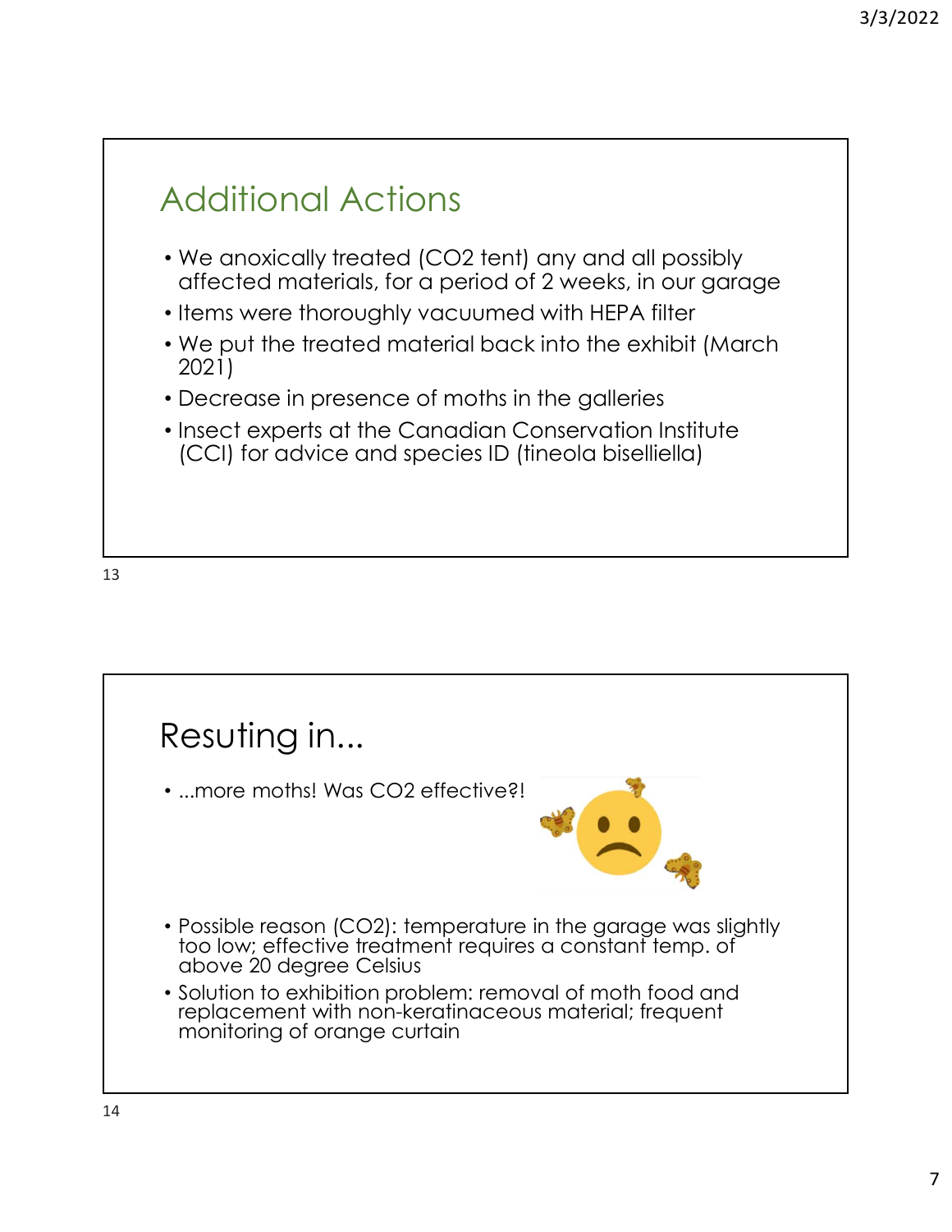## Additional Actions

- We anoxically treated ($CO_2$ tent) any and all possibly affected materials, for a period of 2 weeks, in our garage
- Items were thoroughly vacuumed with HEPA filter
- We put the treated material back into the exhibit (March 2021)
- Decrease in presence of moths in the galleries
- Insect experts at the Canadian Conservation Institute (CCI) for advice and species ID (tineola bisselliella)

## Resuting in...

- ...more moths! Was $CO_2$ effective?!
- Possible reason ($CO_2$): temperature in the garage was slightly too low; effective treatment requires a constant temp. of above 20 degree Celsius
- Solution to exhibition problem: removal of moth food and replacement with non-keratinaceous material; frequent monitoring of orange curtain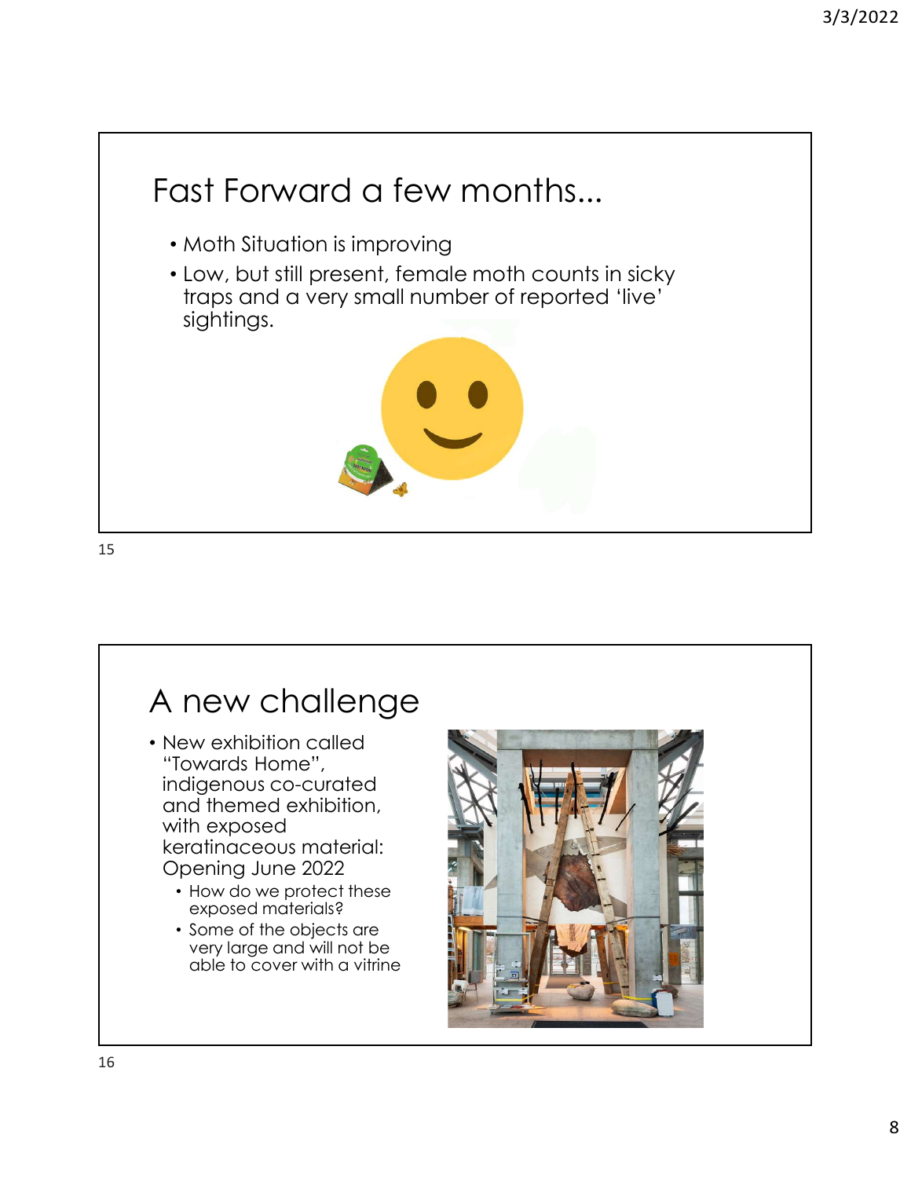## Fast Forward a few months...

- Moth Situation is improving
- Low, but still present, female moth counts in sicky traps and a very small number of reported 'live' sightings.

## A new challenge

- New exhibition called "Towards Home", indigenous co-curated and themed exhibition, with exposed keratinaceous material: Opening June 2022
  - How do we protect these exposed materials?
  - Some of the objects are very large and will not be able to cover with a vitrine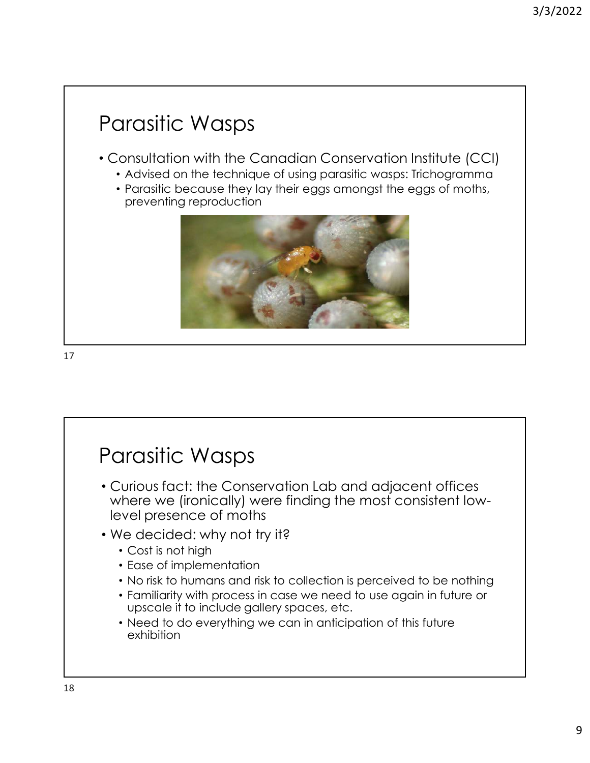## Parasitic Wasps

- Consultation with the Canadian Conservation Institute (CCI)
  - Advised on the technique of using parasitic wasps: Trichogramma
  - Parasitic because they lay their eggs amongst the eggs of moths, preventing reproduction

## Parasitic Wasps

- Curious fact: the Conservation Lab and adjacent offices where we (ironically) were finding the most consistent low-level presence of moths
- We decided: why not try it?
  - Cost is not high
  - Ease of implementation
  - No risk to humans and risk to collection is perceived to be nothing
  - Familiarity with process in case we need to use again in future or upscale it to include gallery spaces, etc.
  - Need to do everything we can in anticipation of this future exhibition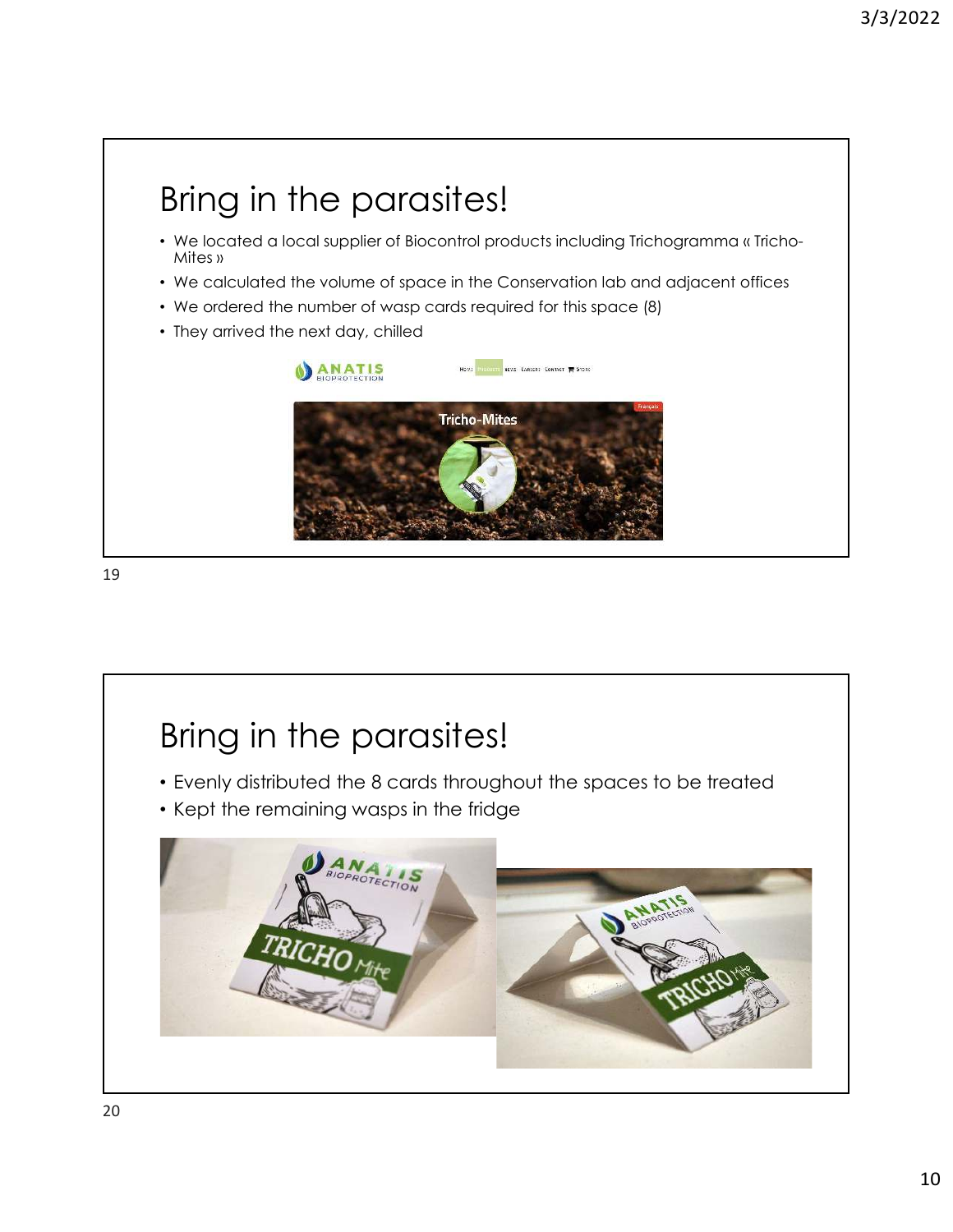# Bring in the parasites!

- We located a local supplier of Biocontrol products including Trichogramma « Tricho-Mites »
- We calculated the volume of space in the Conservation lab and adjacent offices
- We ordered the number of wasp cards required for this space (8)
- They arrived the next day, chilled

# Bring in the parasites!

- Evenly distributed the 8 cards throughout the spaces to be treated
- Kept the remaining wasps in the fridge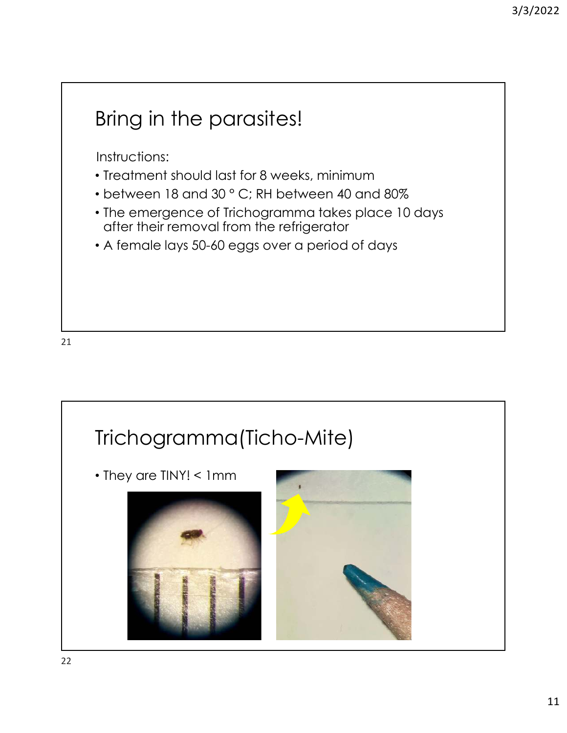## Bring in the parasites!

Instructions:

- Treatment should last for 8 weeks, minimum
- between 18 and 30 ° C; RH between 40 and 80%
- The emergence of Trichogramma takes place 10 days after their removal from the refrigerator
- A female lays 50-60 eggs over a period of days

## Trichogramma(Ticho-Mite)

- They are TINY! < 1mm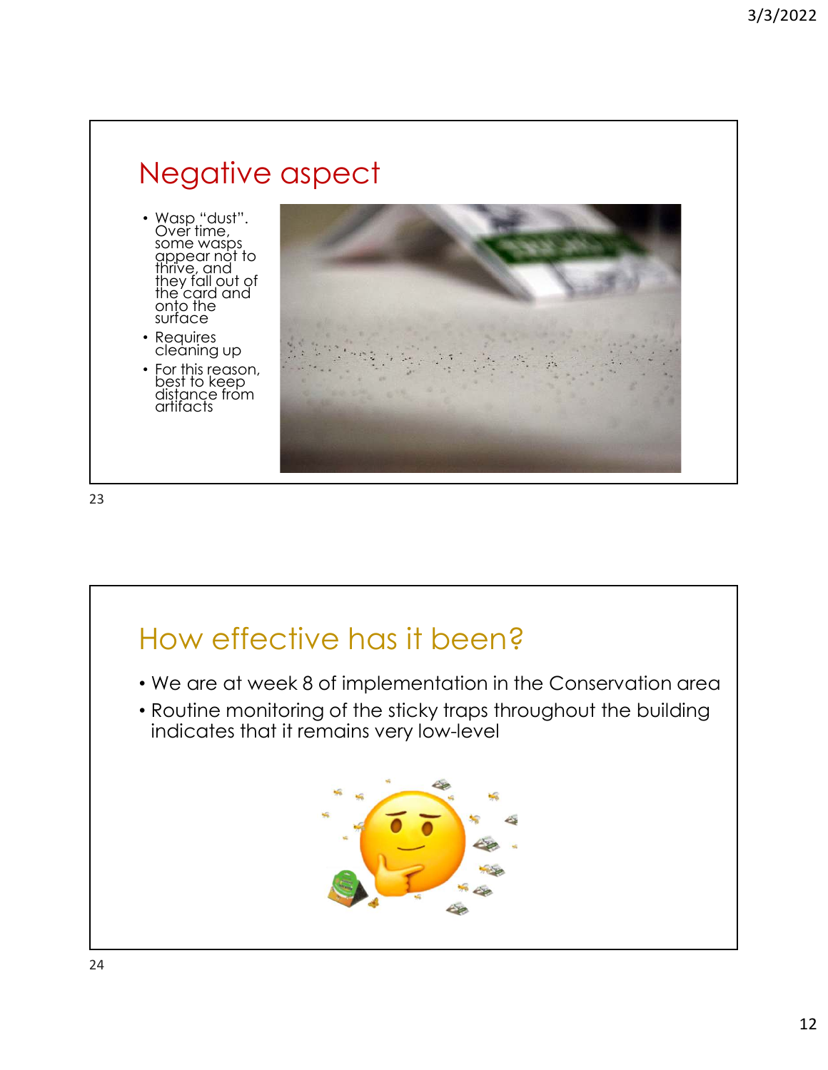## Negative aspect

- Wasp "dust". Over time, some wasps appear not to thrive, and they fall out of the card and onto the surface
- Requires cleaning up
- For this reason, best to keep distance from artifacts

## How effective has it been?

- We are at week 8 of implementation in the Conservation area
- Routine monitoring of the sticky traps throughout the building indicates that it remains very low-level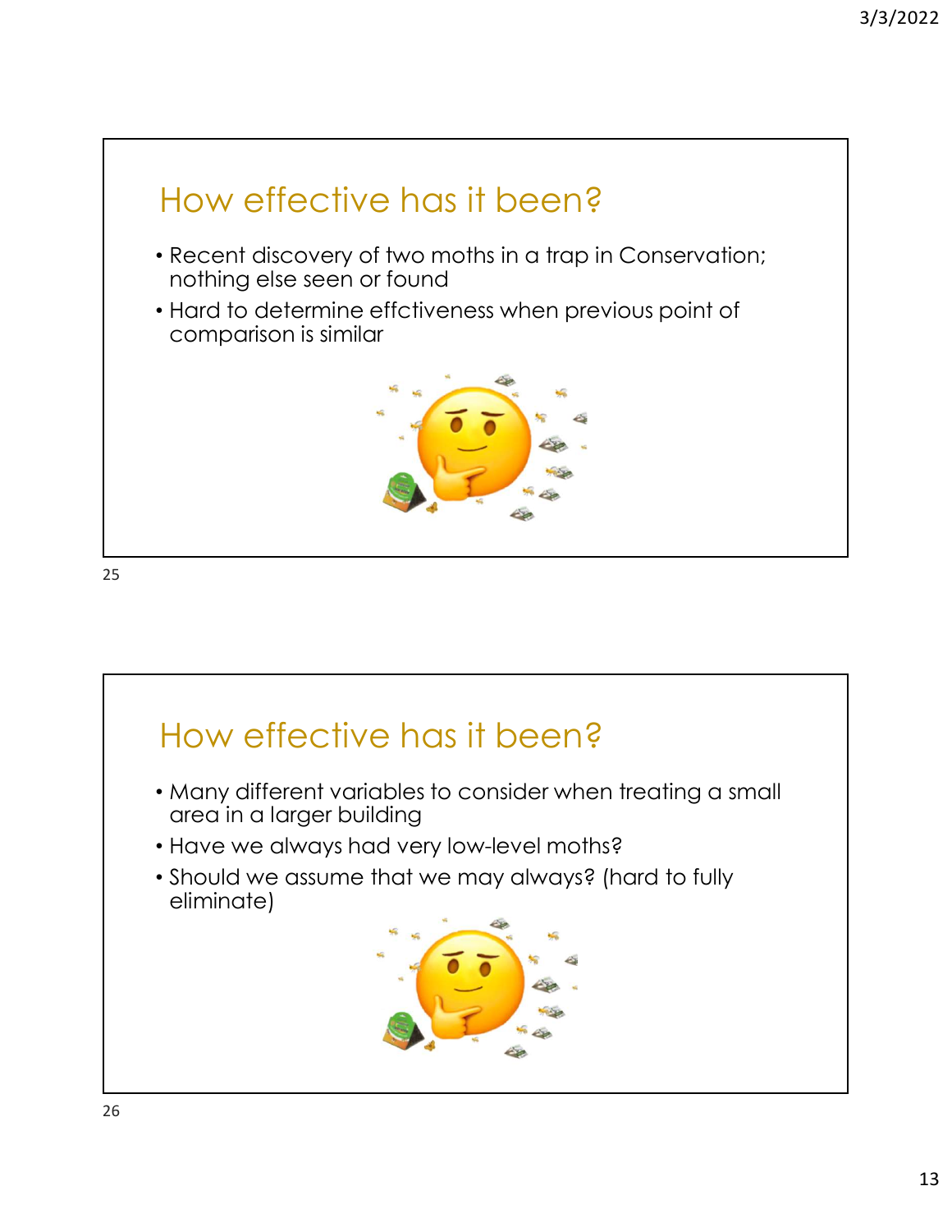## How effective has it been?

- Recent discovery of two moths in a trap in Conservation; nothing else seen or found
- Hard to determine effctiveness when previous point of comparison is similar

## How effective has it been?

- Many different variables to consider when treating a small area in a larger building
- Have we always had very low-level moths?
- Should we assume that we may always? (hard to fully eliminate)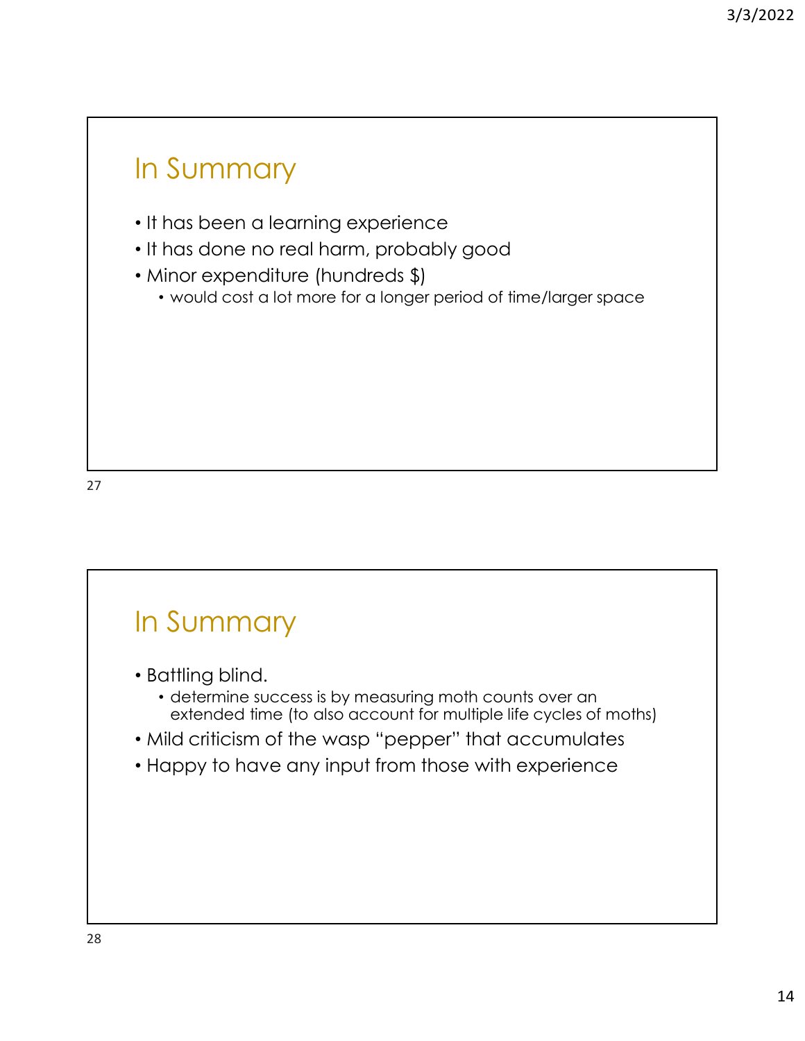## In Summary

- It has been a learning experience
- It has done no real harm, probably good
- Minor expenditure (hundreds $)
  - would cost a lot more for a longer period of time/larger space

## In Summary

- Battling blind.
  - determine success is by measuring moth counts over an extended time (to also account for multiple life cycles of moths)
- Mild criticism of the wasp "pepper" that accumulates
- Happy to have any input from those with experience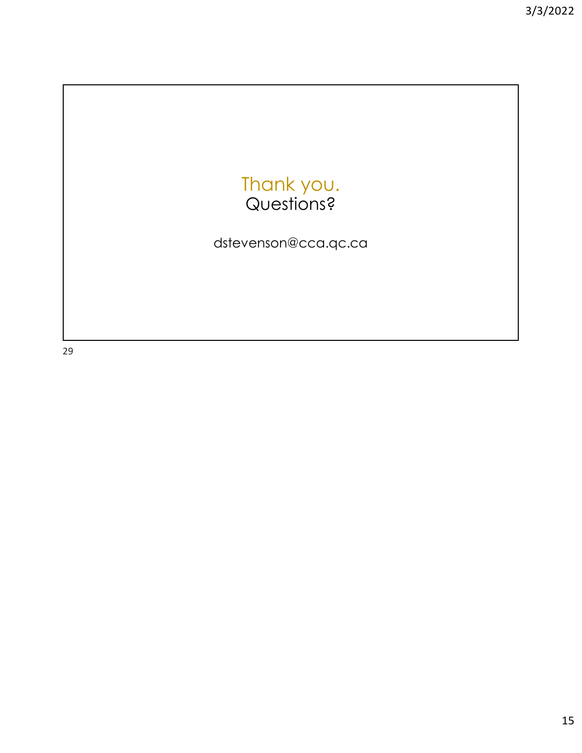Thank you.

Questions?

dstevenson@cca.qc.ca